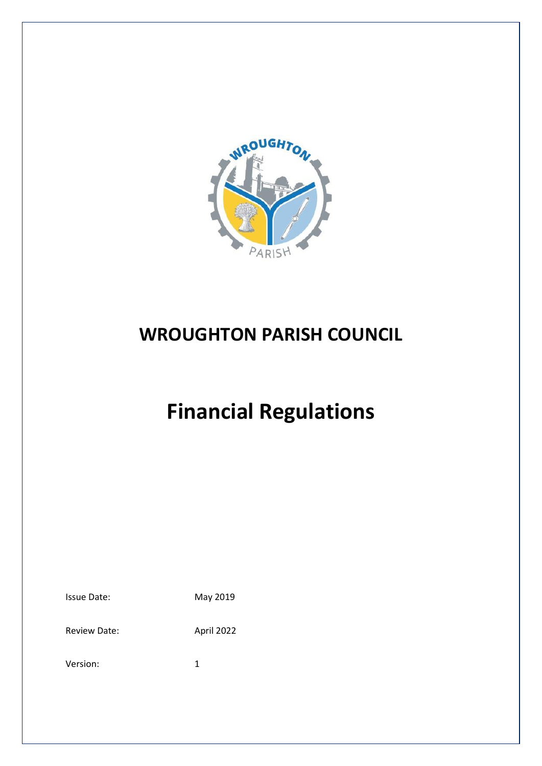# WROUGHTON PARISH COUNCIL

# Financial Regulations

Issue Date: May 2019

Review Date: April 2022

Version: 1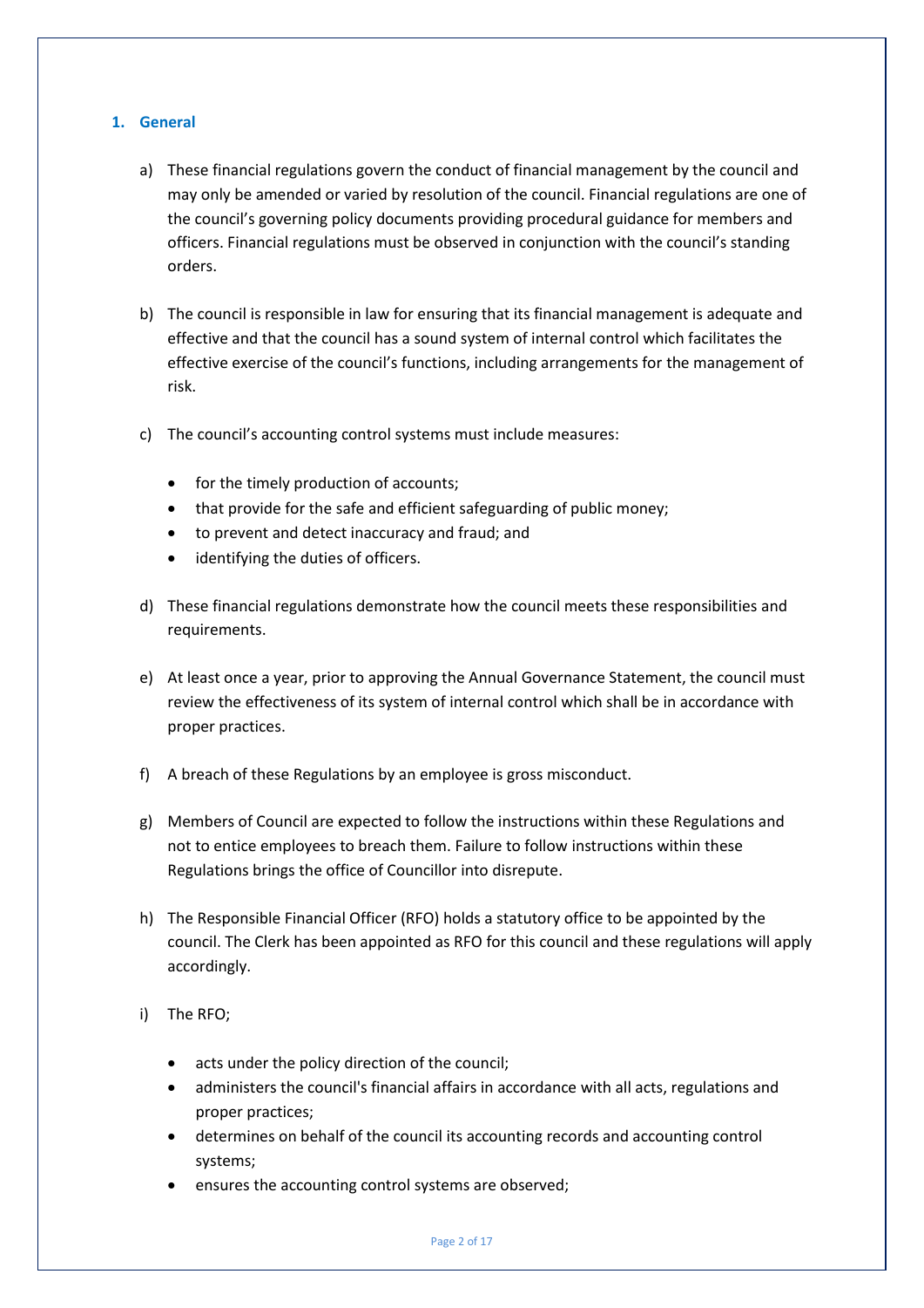## 1. General

a) These financial regulations govern the conduct of financial management by the council and may only be amended or varied by resolution of the council. Financial regulations are one of the council's governing policy documents providing procedural guidance for members and officers. Financial regulations must be observed in conjunction with the council's standing orders.

b) The council is responsible in law for ensuring that its financial management is adequate and effective and that the council has a sound system of internal control which facilitates the effective exercise of the council's functions, including arrangements for the management of risk.

c) The council's accounting control systems must include measures:

- for the timely production of accounts;
- that provide for the safe and efficient safeguarding of public money;
- to prevent and detect inaccuracy and fraud; and
- identifying the duties of officers.

d) These financial regulations demonstrate how the council meets these responsibilities and requirements.

e) At least once a year, prior to approving the Annual Governance Statement, the council must review the effectiveness of its system of internal control which shall be in accordance with proper practices.

f) A breach of these Regulations by an employee is gross misconduct.

g) Members of Council are expected to follow the instructions within these Regulations and not to entice employees to breach them. Failure to follow instructions within these Regulations brings the office of Councillor into disrepute.

h) The Responsible Financial Officer (RFO) holds a statutory office to be appointed by the council. The Clerk has been appointed as RFO for this council and these regulations will apply accordingly.

i) The RFO;

- acts under the policy direction of the council;
- administers the council's financial affairs in accordance with all acts, regulations and proper practices;
- determines on behalf of the council its accounting records and accounting control systems;
- ensures the accounting control systems are observed;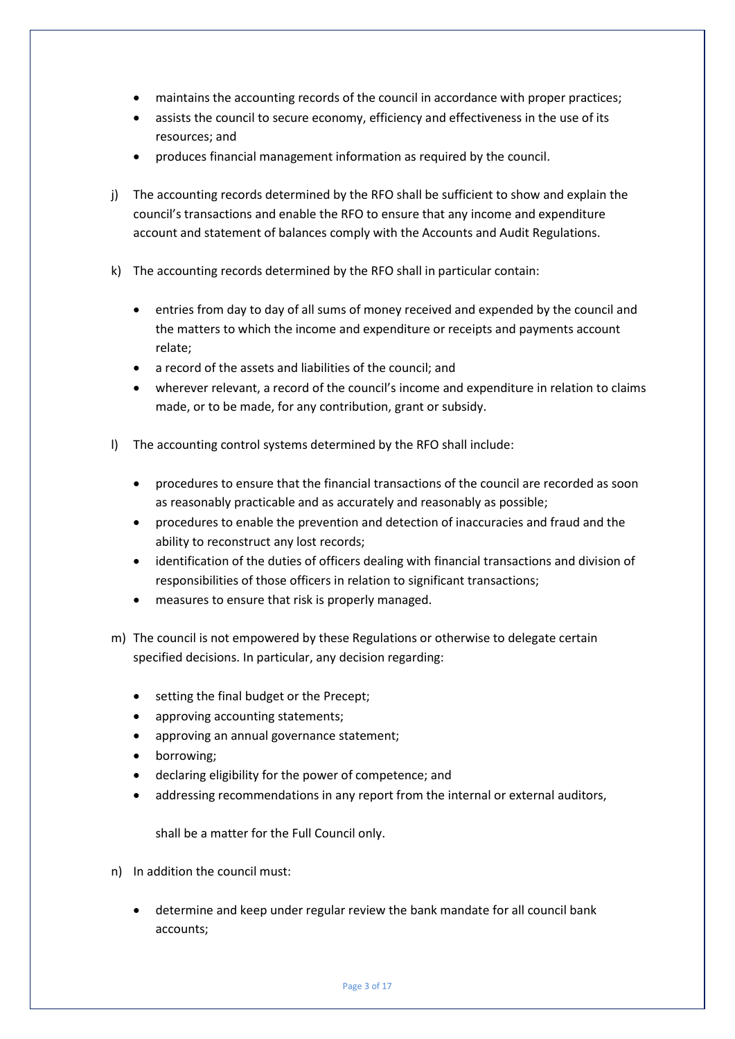- maintains the accounting records of the council in accordance with proper practices;
- assists the council to secure economy, efficiency and effectiveness in the use of its resources; and
- produces financial management information as required by the council.

j) The accounting records determined by the RFO shall be sufficient to show and explain the council's transactions and enable the RFO to ensure that any income and expenditure account and statement of balances comply with the Accounts and Audit Regulations.

k) The accounting records determined by the RFO shall in particular contain:

- entries from day to day of all sums of money received and expended by the council and the matters to which the income and expenditure or receipts and payments account relate;
- a record of the assets and liabilities of the council; and
- wherever relevant, a record of the council's income and expenditure in relation to claims made, or to be made, for any contribution, grant or subsidy.

l) The accounting control systems determined by the RFO shall include:

- procedures to ensure that the financial transactions of the council are recorded as soon as reasonably practicable and as accurately and reasonably as possible;
- procedures to enable the prevention and detection of inaccuracies and fraud and the ability to reconstruct any lost records;
- identification of the duties of officers dealing with financial transactions and division of responsibilities of those officers in relation to significant transactions;
- measures to ensure that risk is properly managed.

m) The council is not empowered by these Regulations or otherwise to delegate certain specified decisions. In particular, any decision regarding:

- setting the final budget or the Precept;
- approving accounting statements;
- approving an annual governance statement;
- borrowing;
- declaring eligibility for the power of competence; and
- addressing recommendations in any report from the internal or external auditors,

  shall be a matter for the Full Council only.

n) In addition the council must:

- determine and keep under regular review the bank mandate for all council bank accounts;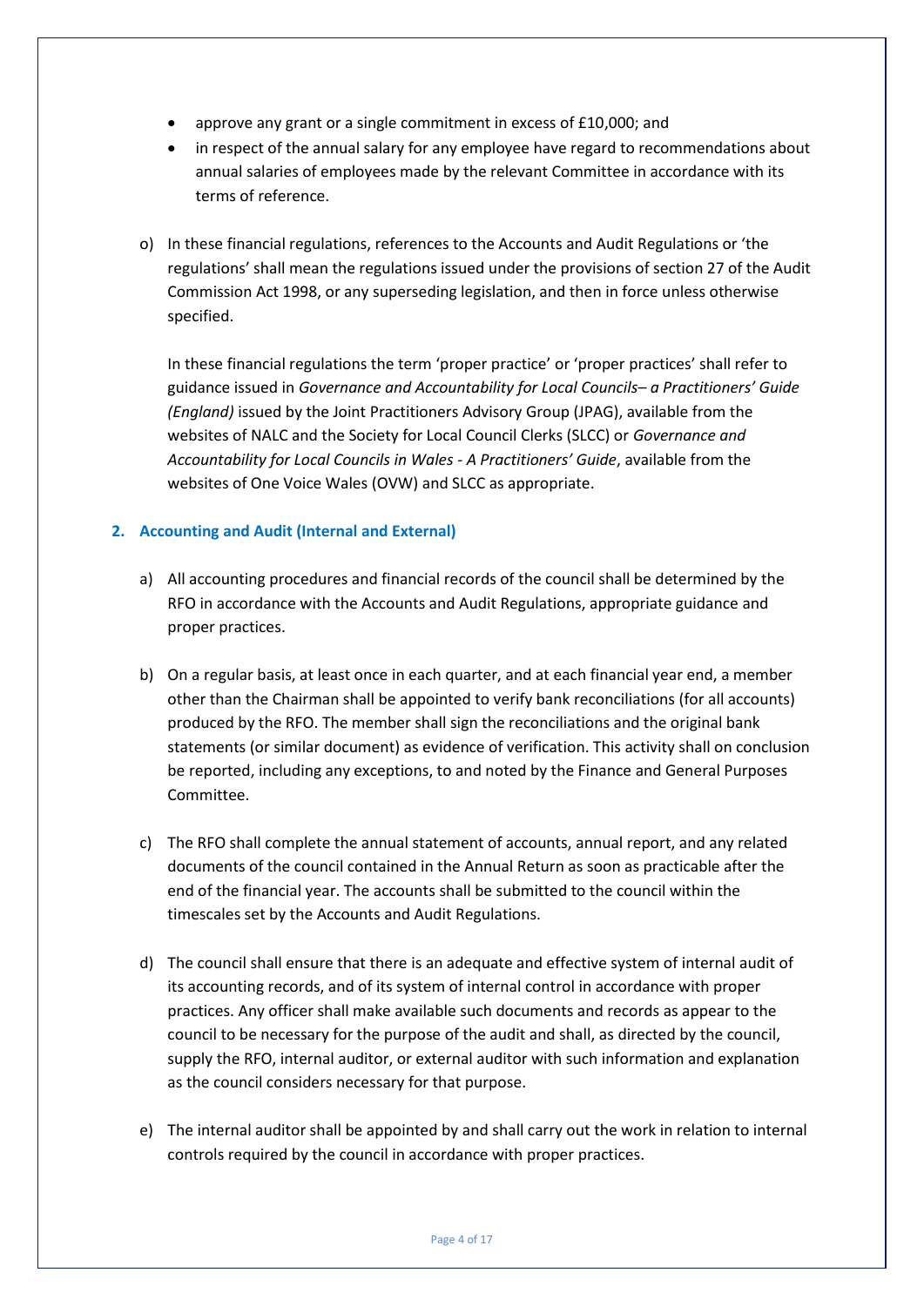- approve any grant or a single commitment in excess of £10,000; and
- in respect of the annual salary for any employee have regard to recommendations about annual salaries of employees made by the relevant Committee in accordance with its terms of reference.

o) In these financial regulations, references to the Accounts and Audit Regulations or 'the regulations' shall mean the regulations issued under the provisions of section 27 of the Audit Commission Act 1998, or any superseding legislation, and then in force unless otherwise specified.

   In these financial regulations the term 'proper practice' or 'proper practices' shall refer to guidance issued in *Governance and Accountability for Local Councils– a Practitioners' Guide (England)* issued by the Joint Practitioners Advisory Group (JPAG), available from the websites of NALC and the Society for Local Council Clerks (SLCC) or *Governance and Accountability for Local Councils in Wales - A Practitioners' Guide*, available from the websites of One Voice Wales (OVW) and SLCC as appropriate.

## 2. Accounting and Audit (Internal and External)

a) All accounting procedures and financial records of the council shall be determined by the RFO in accordance with the Accounts and Audit Regulations, appropriate guidance and proper practices.

b) On a regular basis, at least once in each quarter, and at each financial year end, a member other than the Chairman shall be appointed to verify bank reconciliations (for all accounts) produced by the RFO. The member shall sign the reconciliations and the original bank statements (or similar document) as evidence of verification. This activity shall on conclusion be reported, including any exceptions, to and noted by the Finance and General Purposes Committee.

c) The RFO shall complete the annual statement of accounts, annual report, and any related documents of the council contained in the Annual Return as soon as practicable after the end of the financial year. The accounts shall be submitted to the council within the timescales set by the Accounts and Audit Regulations.

d) The council shall ensure that there is an adequate and effective system of internal audit of its accounting records, and of its system of internal control in accordance with proper practices. Any officer shall make available such documents and records as appear to the council to be necessary for the purpose of the audit and shall, as directed by the council, supply the RFO, internal auditor, or external auditor with such information and explanation as the council considers necessary for that purpose.

e) The internal auditor shall be appointed by and shall carry out the work in relation to internal controls required by the council in accordance with proper practices.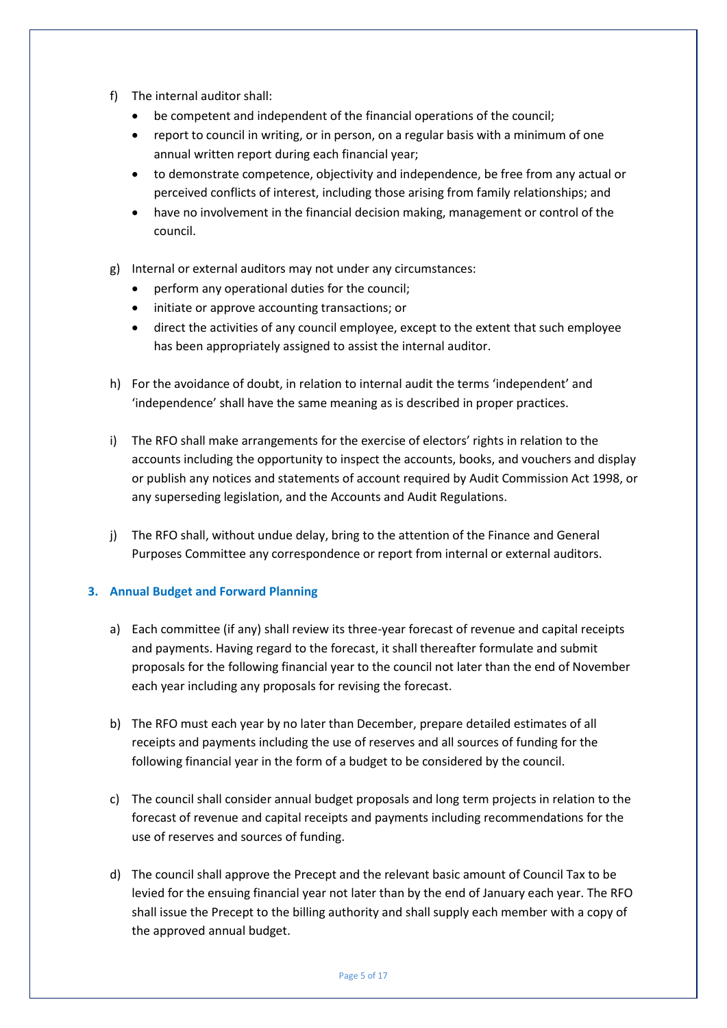f) The internal auditor shall:
   - be competent and independent of the financial operations of the council;
   - report to council in writing, or in person, on a regular basis with a minimum of one annual written report during each financial year;
   - to demonstrate competence, objectivity and independence, be free from any actual or perceived conflicts of interest, including those arising from family relationships; and
   - have no involvement in the financial decision making, management or control of the council.

g) Internal or external auditors may not under any circumstances:
   - perform any operational duties for the council;
   - initiate or approve accounting transactions; or
   - direct the activities of any council employee, except to the extent that such employee has been appropriately assigned to assist the internal auditor.

h) For the avoidance of doubt, in relation to internal audit the terms 'independent' and 'independence' shall have the same meaning as is described in proper practices.

i) The RFO shall make arrangements for the exercise of electors' rights in relation to the accounts including the opportunity to inspect the accounts, books, and vouchers and display or publish any notices and statements of account required by Audit Commission Act 1998, or any superseding legislation, and the Accounts and Audit Regulations.

j) The RFO shall, without undue delay, bring to the attention of the Finance and General Purposes Committee any correspondence or report from internal or external auditors.

## 3. Annual Budget and Forward Planning

a) Each committee (if any) shall review its three-year forecast of revenue and capital receipts and payments. Having regard to the forecast, it shall thereafter formulate and submit proposals for the following financial year to the council not later than the end of November each year including any proposals for revising the forecast.

b) The RFO must each year by no later than December, prepare detailed estimates of all receipts and payments including the use of reserves and all sources of funding for the following financial year in the form of a budget to be considered by the council.

c) The council shall consider annual budget proposals and long term projects in relation to the forecast of revenue and capital receipts and payments including recommendations for the use of reserves and sources of funding.

d) The council shall approve the Precept and the relevant basic amount of Council Tax to be levied for the ensuing financial year not later than by the end of January each year. The RFO shall issue the Precept to the billing authority and shall supply each member with a copy of the approved annual budget.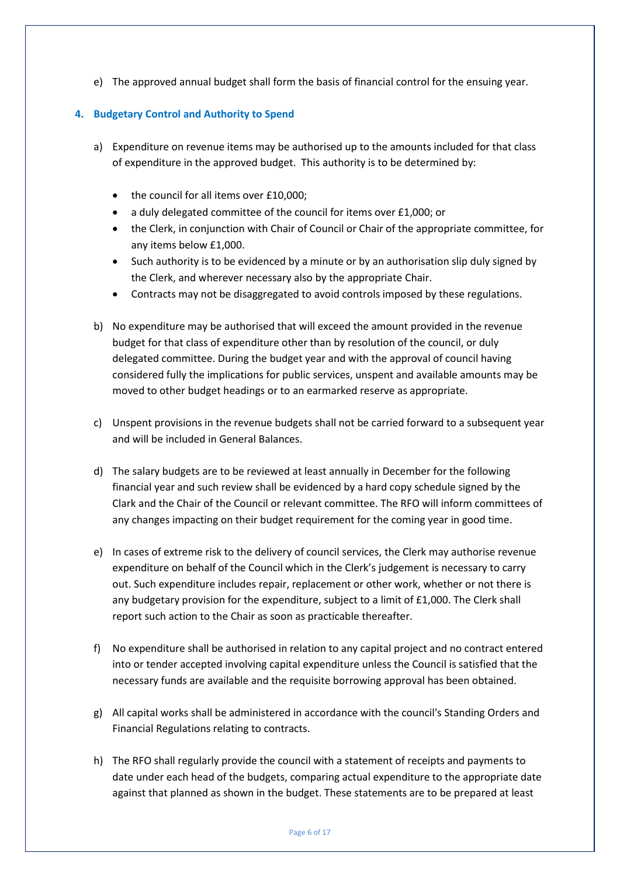e) The approved annual budget shall form the basis of financial control for the ensuing year.

## 4. Budgetary Control and Authority to Spend

a) Expenditure on revenue items may be authorised up to the amounts included for that class of expenditure in the approved budget. This authority is to be determined by:

- the council for all items over £10,000;
- a duly delegated committee of the council for items over £1,000; or
- the Clerk, in conjunction with Chair of Council or Chair of the appropriate committee, for any items below £1,000.
- Such authority is to be evidenced by a minute or by an authorisation slip duly signed by the Clerk, and wherever necessary also by the appropriate Chair.
- Contracts may not be disaggregated to avoid controls imposed by these regulations.

b) No expenditure may be authorised that will exceed the amount provided in the revenue budget for that class of expenditure other than by resolution of the council, or duly delegated committee. During the budget year and with the approval of council having considered fully the implications for public services, unspent and available amounts may be moved to other budget headings or to an earmarked reserve as appropriate.

c) Unspent provisions in the revenue budgets shall not be carried forward to a subsequent year and will be included in General Balances.

d) The salary budgets are to be reviewed at least annually in December for the following financial year and such review shall be evidenced by a hard copy schedule signed by the Clark and the Chair of the Council or relevant committee. The RFO will inform committees of any changes impacting on their budget requirement for the coming year in good time.

e) In cases of extreme risk to the delivery of council services, the Clerk may authorise revenue expenditure on behalf of the Council which in the Clerk's judgement is necessary to carry out. Such expenditure includes repair, replacement or other work, whether or not there is any budgetary provision for the expenditure, subject to a limit of £1,000. The Clerk shall report such action to the Chair as soon as practicable thereafter.

f) No expenditure shall be authorised in relation to any capital project and no contract entered into or tender accepted involving capital expenditure unless the Council is satisfied that the necessary funds are available and the requisite borrowing approval has been obtained.

g) All capital works shall be administered in accordance with the council's Standing Orders and Financial Regulations relating to contracts.

h) The RFO shall regularly provide the council with a statement of receipts and payments to date under each head of the budgets, comparing actual expenditure to the appropriate date against that planned as shown in the budget. These statements are to be prepared at least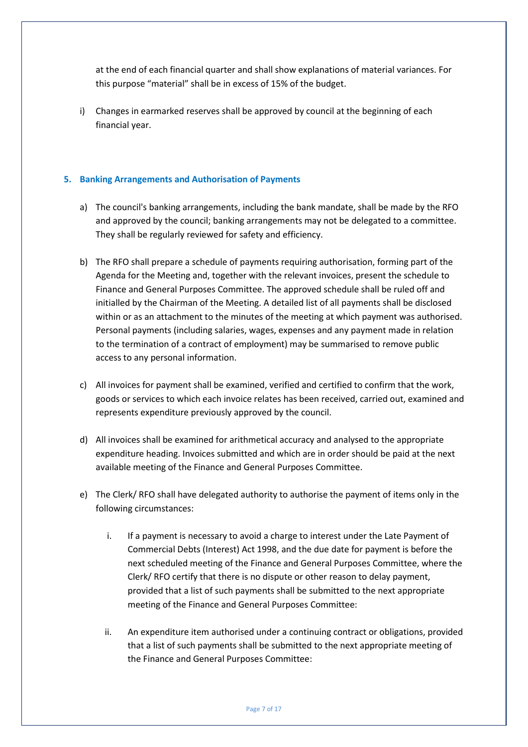at the end of each financial quarter and shall show explanations of material variances. For this purpose "material" shall be in excess of 15% of the budget.

i) Changes in earmarked reserves shall be approved by council at the beginning of each financial year.

## 5. Banking Arrangements and Authorisation of Payments

a) The council's banking arrangements, including the bank mandate, shall be made by the RFO and approved by the council; banking arrangements may not be delegated to a committee. They shall be regularly reviewed for safety and efficiency.

b) The RFO shall prepare a schedule of payments requiring authorisation, forming part of the Agenda for the Meeting and, together with the relevant invoices, present the schedule to Finance and General Purposes Committee. The approved schedule shall be ruled off and initialled by the Chairman of the Meeting. A detailed list of all payments shall be disclosed within or as an attachment to the minutes of the meeting at which payment was authorised. Personal payments (including salaries, wages, expenses and any payment made in relation to the termination of a contract of employment) may be summarised to remove public access to any personal information.

c) All invoices for payment shall be examined, verified and certified to confirm that the work, goods or services to which each invoice relates has been received, carried out, examined and represents expenditure previously approved by the council.

d) All invoices shall be examined for arithmetical accuracy and analysed to the appropriate expenditure heading. Invoices submitted and which are in order should be paid at the next available meeting of the Finance and General Purposes Committee.

e) The Clerk/ RFO shall have delegated authority to authorise the payment of items only in the following circumstances:

   i. If a payment is necessary to avoid a charge to interest under the Late Payment of Commercial Debts (Interest) Act 1998, and the due date for payment is before the next scheduled meeting of the Finance and General Purposes Committee, where the Clerk/ RFO certify that there is no dispute or other reason to delay payment, provided that a list of such payments shall be submitted to the next appropriate meeting of the Finance and General Purposes Committee:

   ii. An expenditure item authorised under a continuing contract or obligations, provided that a list of such payments shall be submitted to the next appropriate meeting of the Finance and General Purposes Committee: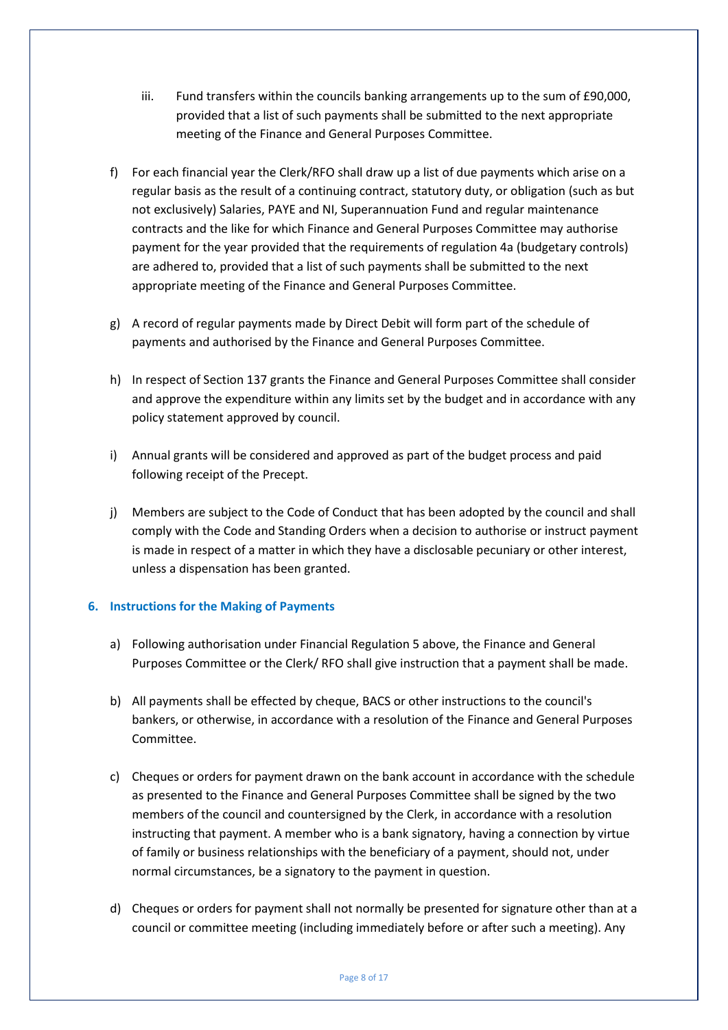iii. Fund transfers within the councils banking arrangements up to the sum of £90,000, provided that a list of such payments shall be submitted to the next appropriate meeting of the Finance and General Purposes Committee.

f) For each financial year the Clerk/RFO shall draw up a list of due payments which arise on a regular basis as the result of a continuing contract, statutory duty, or obligation (such as but not exclusively) Salaries, PAYE and NI, Superannuation Fund and regular maintenance contracts and the like for which Finance and General Purposes Committee may authorise payment for the year provided that the requirements of regulation 4a (budgetary controls) are adhered to, provided that a list of such payments shall be submitted to the next appropriate meeting of the Finance and General Purposes Committee.

g) A record of regular payments made by Direct Debit will form part of the schedule of payments and authorised by the Finance and General Purposes Committee.

h) In respect of Section 137 grants the Finance and General Purposes Committee shall consider and approve the expenditure within any limits set by the budget and in accordance with any policy statement approved by council.

i) Annual grants will be considered and approved as part of the budget process and paid following receipt of the Precept.

j) Members are subject to the Code of Conduct that has been adopted by the council and shall comply with the Code and Standing Orders when a decision to authorise or instruct payment is made in respect of a matter in which they have a disclosable pecuniary or other interest, unless a dispensation has been granted.

## 6. Instructions for the Making of Payments

a) Following authorisation under Financial Regulation 5 above, the Finance and General Purposes Committee or the Clerk/ RFO shall give instruction that a payment shall be made.

b) All payments shall be effected by cheque, BACS or other instructions to the council's bankers, or otherwise, in accordance with a resolution of the Finance and General Purposes Committee.

c) Cheques or orders for payment drawn on the bank account in accordance with the schedule as presented to the Finance and General Purposes Committee shall be signed by the two members of the council and countersigned by the Clerk, in accordance with a resolution instructing that payment. A member who is a bank signatory, having a connection by virtue of family or business relationships with the beneficiary of a payment, should not, under normal circumstances, be a signatory to the payment in question.

d) Cheques or orders for payment shall not normally be presented for signature other than at a council or committee meeting (including immediately before or after such a meeting). Any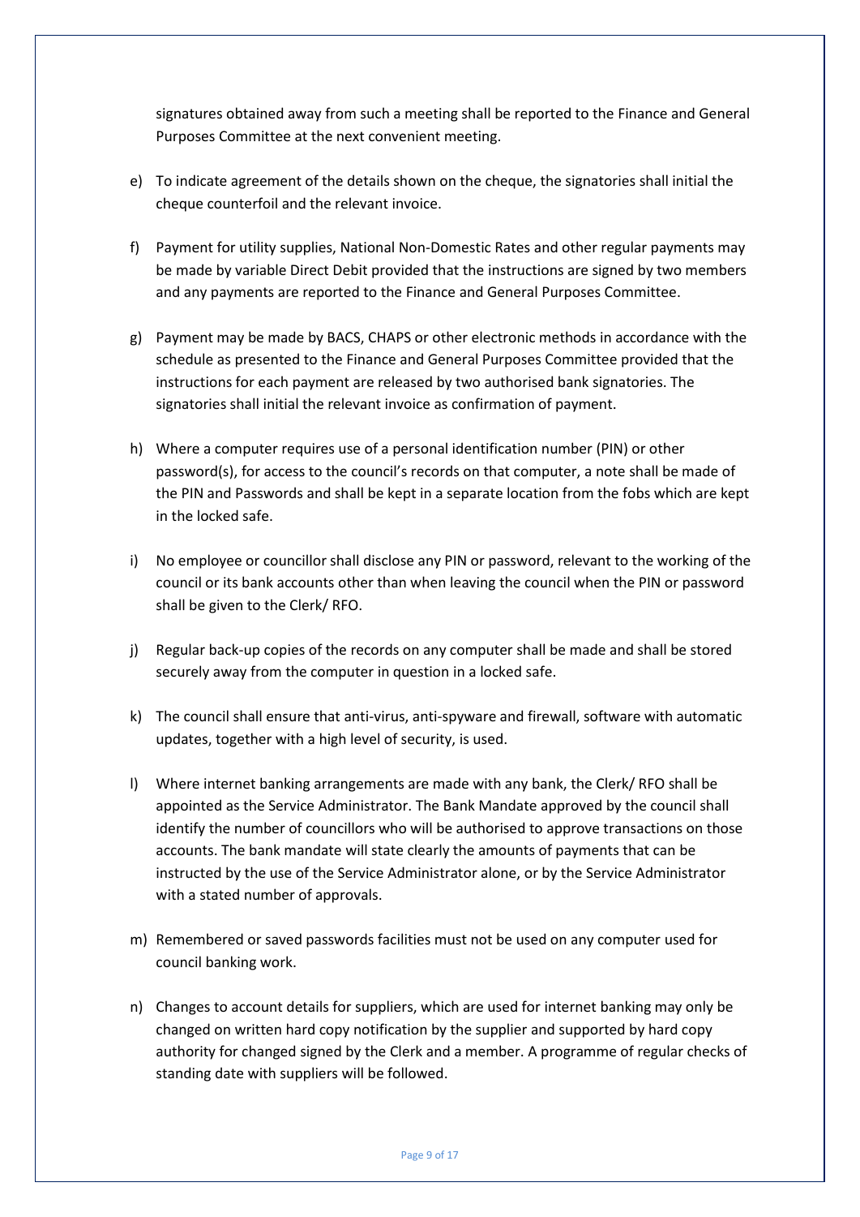signatures obtained away from such a meeting shall be reported to the Finance and General Purposes Committee at the next convenient meeting.

e) To indicate agreement of the details shown on the cheque, the signatories shall initial the cheque counterfoil and the relevant invoice.

f) Payment for utility supplies, National Non-Domestic Rates and other regular payments may be made by variable Direct Debit provided that the instructions are signed by two members and any payments are reported to the Finance and General Purposes Committee.

g) Payment may be made by BACS, CHAPS or other electronic methods in accordance with the schedule as presented to the Finance and General Purposes Committee provided that the instructions for each payment are released by two authorised bank signatories. The signatories shall initial the relevant invoice as confirmation of payment.

h) Where a computer requires use of a personal identification number (PIN) or other password(s), for access to the council's records on that computer, a note shall be made of the PIN and Passwords and shall be kept in a separate location from the fobs which are kept in the locked safe.

i) No employee or councillor shall disclose any PIN or password, relevant to the working of the council or its bank accounts other than when leaving the council when the PIN or password shall be given to the Clerk/ RFO.

j) Regular back-up copies of the records on any computer shall be made and shall be stored securely away from the computer in question in a locked safe.

k) The council shall ensure that anti-virus, anti-spyware and firewall, software with automatic updates, together with a high level of security, is used.

l) Where internet banking arrangements are made with any bank, the Clerk/ RFO shall be appointed as the Service Administrator. The Bank Mandate approved by the council shall identify the number of councillors who will be authorised to approve transactions on those accounts. The bank mandate will state clearly the amounts of payments that can be instructed by the use of the Service Administrator alone, or by the Service Administrator with a stated number of approvals.

m) Remembered or saved passwords facilities must not be used on any computer used for council banking work.

n) Changes to account details for suppliers, which are used for internet banking may only be changed on written hard copy notification by the supplier and supported by hard copy authority for changed signed by the Clerk and a member. A programme of regular checks of standing date with suppliers will be followed.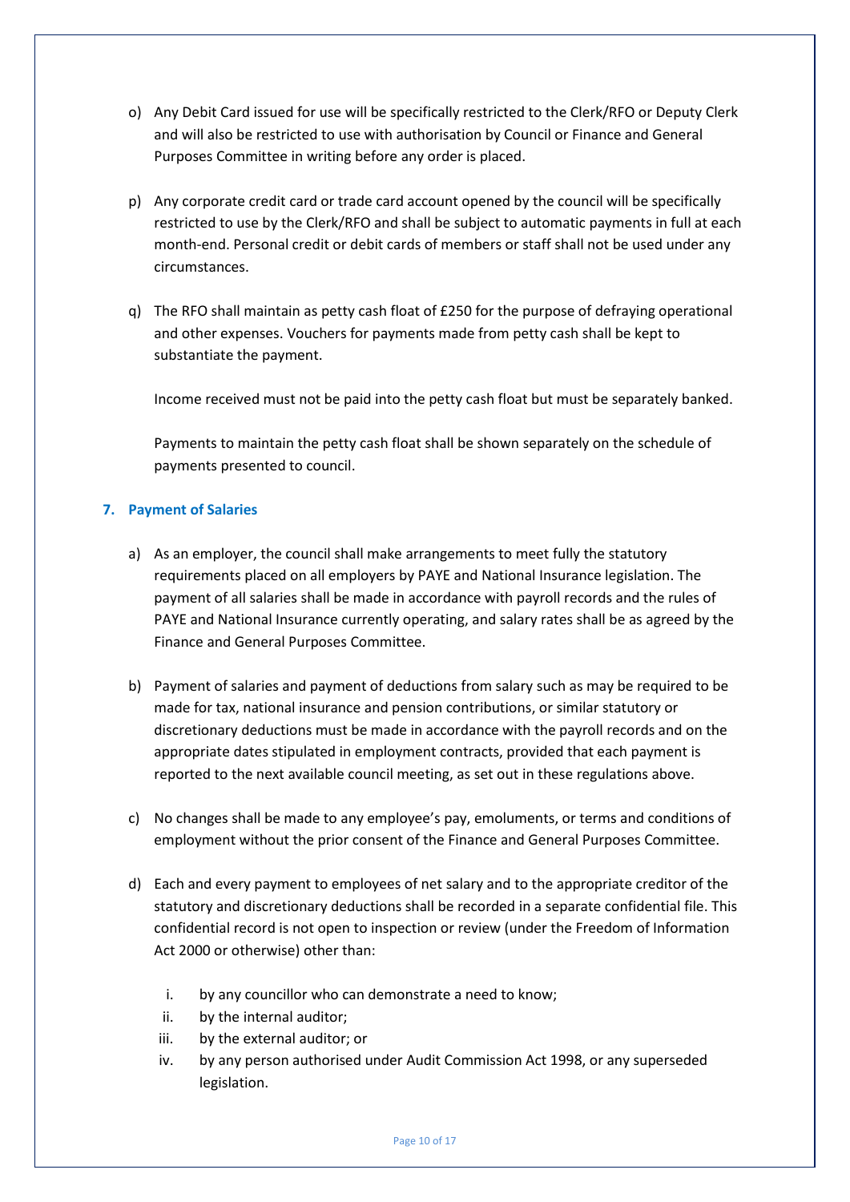o) Any Debit Card issued for use will be specifically restricted to the Clerk/RFO or Deputy Clerk and will also be restricted to use with authorisation by Council or Finance and General Purposes Committee in writing before any order is placed.

p) Any corporate credit card or trade card account opened by the council will be specifically restricted to use by the Clerk/RFO and shall be subject to automatic payments in full at each month-end. Personal credit or debit cards of members or staff shall not be used under any circumstances.

q) The RFO shall maintain as petty cash float of £250 for the purpose of defraying operational and other expenses. Vouchers for payments made from petty cash shall be kept to substantiate the payment.

   Income received must not be paid into the petty cash float but must be separately banked.

   Payments to maintain the petty cash float shall be shown separately on the schedule of payments presented to council.

## 7. Payment of Salaries

a) As an employer, the council shall make arrangements to meet fully the statutory requirements placed on all employers by PAYE and National Insurance legislation. The payment of all salaries shall be made in accordance with payroll records and the rules of PAYE and National Insurance currently operating, and salary rates shall be as agreed by the Finance and General Purposes Committee.

b) Payment of salaries and payment of deductions from salary such as may be required to be made for tax, national insurance and pension contributions, or similar statutory or discretionary deductions must be made in accordance with the payroll records and on the appropriate dates stipulated in employment contracts, provided that each payment is reported to the next available council meeting, as set out in these regulations above.

c) No changes shall be made to any employee's pay, emoluments, or terms and conditions of employment without the prior consent of the Finance and General Purposes Committee.

d) Each and every payment to employees of net salary and to the appropriate creditor of the statutory and discretionary deductions shall be recorded in a separate confidential file. This confidential record is not open to inspection or review (under the Freedom of Information Act 2000 or otherwise) other than:

   i. by any councillor who can demonstrate a need to know;
   ii. by the internal auditor;
   iii. by the external auditor; or
   iv. by any person authorised under Audit Commission Act 1998, or any superseded legislation.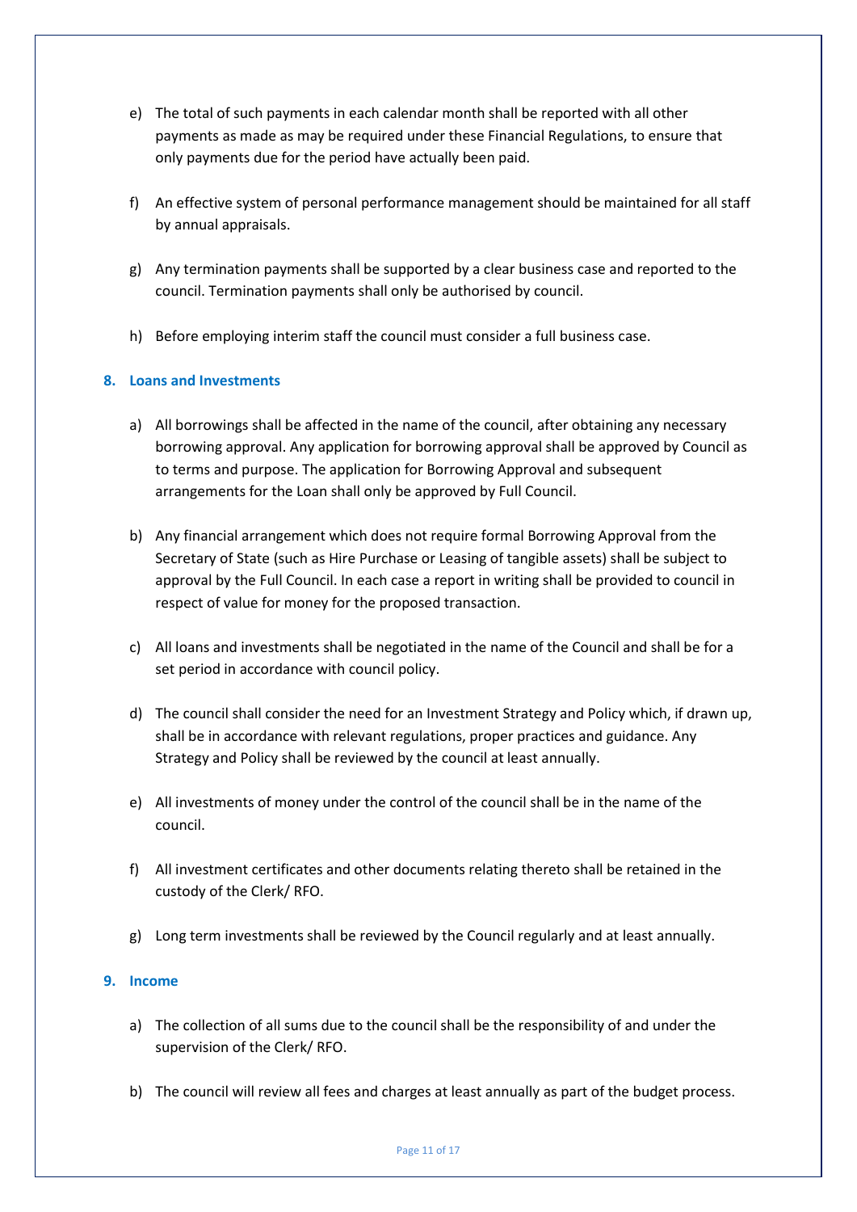e) The total of such payments in each calendar month shall be reported with all other payments as made as may be required under these Financial Regulations, to ensure that only payments due for the period have actually been paid.

f) An effective system of personal performance management should be maintained for all staff by annual appraisals.

g) Any termination payments shall be supported by a clear business case and reported to the council. Termination payments shall only be authorised by council.

h) Before employing interim staff the council must consider a full business case.

## 8. Loans and Investments

a) All borrowings shall be affected in the name of the council, after obtaining any necessary borrowing approval. Any application for borrowing approval shall be approved by Council as to terms and purpose. The application for Borrowing Approval and subsequent arrangements for the Loan shall only be approved by Full Council.

b) Any financial arrangement which does not require formal Borrowing Approval from the Secretary of State (such as Hire Purchase or Leasing of tangible assets) shall be subject to approval by the Full Council. In each case a report in writing shall be provided to council in respect of value for money for the proposed transaction.

c) All loans and investments shall be negotiated in the name of the Council and shall be for a set period in accordance with council policy.

d) The council shall consider the need for an Investment Strategy and Policy which, if drawn up, shall be in accordance with relevant regulations, proper practices and guidance. Any Strategy and Policy shall be reviewed by the council at least annually.

e) All investments of money under the control of the council shall be in the name of the council.

f) All investment certificates and other documents relating thereto shall be retained in the custody of the Clerk/ RFO.

g) Long term investments shall be reviewed by the Council regularly and at least annually.

## 9. Income

a) The collection of all sums due to the council shall be the responsibility of and under the supervision of the Clerk/ RFO.

b) The council will review all fees and charges at least annually as part of the budget process.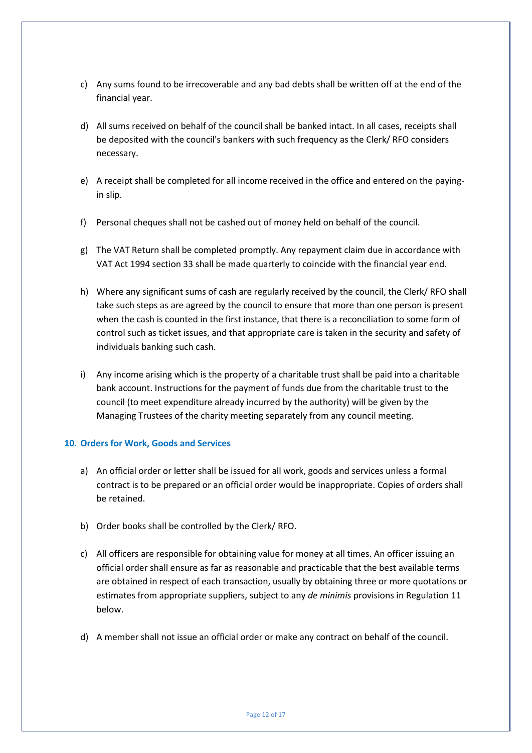c) Any sums found to be irrecoverable and any bad debts shall be written off at the end of the financial year.

d) All sums received on behalf of the council shall be banked intact. In all cases, receipts shall be deposited with the council's bankers with such frequency as the Clerk/ RFO considers necessary.

e) A receipt shall be completed for all income received in the office and entered on the paying-in slip.

f) Personal cheques shall not be cashed out of money held on behalf of the council.

g) The VAT Return shall be completed promptly. Any repayment claim due in accordance with VAT Act 1994 section 33 shall be made quarterly to coincide with the financial year end.

h) Where any significant sums of cash are regularly received by the council, the Clerk/ RFO shall take such steps as are agreed by the council to ensure that more than one person is present when the cash is counted in the first instance, that there is a reconciliation to some form of control such as ticket issues, and that appropriate care is taken in the security and safety of individuals banking such cash.

i) Any income arising which is the property of a charitable trust shall be paid into a charitable bank account. Instructions for the payment of funds due from the charitable trust to the council (to meet expenditure already incurred by the authority) will be given by the Managing Trustees of the charity meeting separately from any council meeting.

## 10. Orders for Work, Goods and Services

a) An official order or letter shall be issued for all work, goods and services unless a formal contract is to be prepared or an official order would be inappropriate. Copies of orders shall be retained.

b) Order books shall be controlled by the Clerk/ RFO.

c) All officers are responsible for obtaining value for money at all times. An officer issuing an official order shall ensure as far as reasonable and practicable that the best available terms are obtained in respect of each transaction, usually by obtaining three or more quotations or estimates from appropriate suppliers, subject to any *de minimis* provisions in Regulation 11 below.

d) A member shall not issue an official order or make any contract on behalf of the council.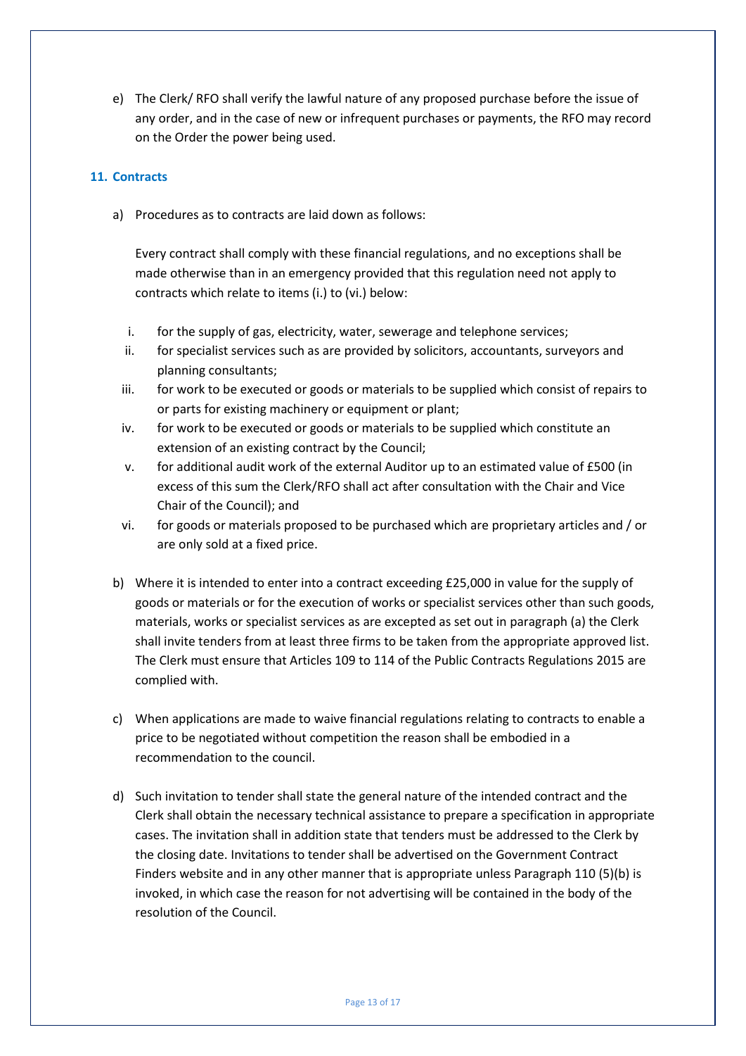e) The Clerk/ RFO shall verify the lawful nature of any proposed purchase before the issue of any order, and in the case of new or infrequent purchases or payments, the RFO may record on the Order the power being used.

## 11. Contracts

a) Procedures as to contracts are laid down as follows:

   Every contract shall comply with these financial regulations, and no exceptions shall be made otherwise than in an emergency provided that this regulation need not apply to contracts which relate to items (i.) to (vi.) below:

   i. for the supply of gas, electricity, water, sewerage and telephone services;
   ii. for specialist services such as are provided by solicitors, accountants, surveyors and planning consultants;
   iii. for work to be executed or goods or materials to be supplied which consist of repairs to or parts for existing machinery or equipment or plant;
   iv. for work to be executed or goods or materials to be supplied which constitute an extension of an existing contract by the Council;
   v. for additional audit work of the external Auditor up to an estimated value of £500 (in excess of this sum the Clerk/RFO shall act after consultation with the Chair and Vice Chair of the Council); and
   vi. for goods or materials proposed to be purchased which are proprietary articles and / or are only sold at a fixed price.

b) Where it is intended to enter into a contract exceeding £25,000 in value for the supply of goods or materials or for the execution of works or specialist services other than such goods, materials, works or specialist services as are excepted as set out in paragraph (a) the Clerk shall invite tenders from at least three firms to be taken from the appropriate approved list. The Clerk must ensure that Articles 109 to 114 of the Public Contracts Regulations 2015 are complied with.

c) When applications are made to waive financial regulations relating to contracts to enable a price to be negotiated without competition the reason shall be embodied in a recommendation to the council.

d) Such invitation to tender shall state the general nature of the intended contract and the Clerk shall obtain the necessary technical assistance to prepare a specification in appropriate cases. The invitation shall in addition state that tenders must be addressed to the Clerk by the closing date. Invitations to tender shall be advertised on the Government Contract Finders website and in any other manner that is appropriate unless Paragraph 110 (5)(b) is invoked, in which case the reason for not advertising will be contained in the body of the resolution of the Council.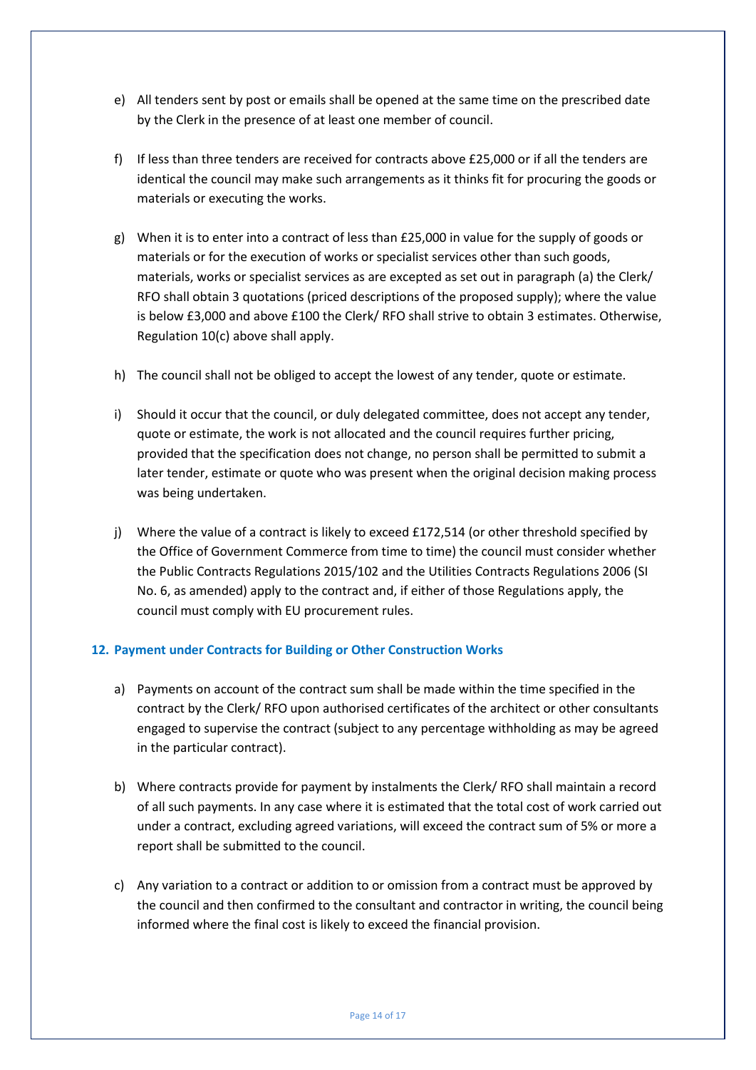e) All tenders sent by post or emails shall be opened at the same time on the prescribed date by the Clerk in the presence of at least one member of council.

f) If less than three tenders are received for contracts above £25,000 or if all the tenders are identical the council may make such arrangements as it thinks fit for procuring the goods or materials or executing the works.

g) When it is to enter into a contract of less than £25,000 in value for the supply of goods or materials or for the execution of works or specialist services other than such goods, materials, works or specialist services as are excepted as set out in paragraph (a) the Clerk/ RFO shall obtain 3 quotations (priced descriptions of the proposed supply); where the value is below £3,000 and above £100 the Clerk/ RFO shall strive to obtain 3 estimates. Otherwise, Regulation 10(c) above shall apply.

h) The council shall not be obliged to accept the lowest of any tender, quote or estimate.

i) Should it occur that the council, or duly delegated committee, does not accept any tender, quote or estimate, the work is not allocated and the council requires further pricing, provided that the specification does not change, no person shall be permitted to submit a later tender, estimate or quote who was present when the original decision making process was being undertaken.

j) Where the value of a contract is likely to exceed £172,514 (or other threshold specified by the Office of Government Commerce from time to time) the council must consider whether the Public Contracts Regulations 2015/102 and the Utilities Contracts Regulations 2006 (SI No. 6, as amended) apply to the contract and, if either of those Regulations apply, the council must comply with EU procurement rules.

### 12. Payment under Contracts for Building or Other Construction Works

a) Payments on account of the contract sum shall be made within the time specified in the contract by the Clerk/ RFO upon authorised certificates of the architect or other consultants engaged to supervise the contract (subject to any percentage withholding as may be agreed in the particular contract).

b) Where contracts provide for payment by instalments the Clerk/ RFO shall maintain a record of all such payments. In any case where it is estimated that the total cost of work carried out under a contract, excluding agreed variations, will exceed the contract sum of 5% or more a report shall be submitted to the council.

c) Any variation to a contract or addition to or omission from a contract must be approved by the council and then confirmed to the consultant and contractor in writing, the council being informed where the final cost is likely to exceed the financial provision.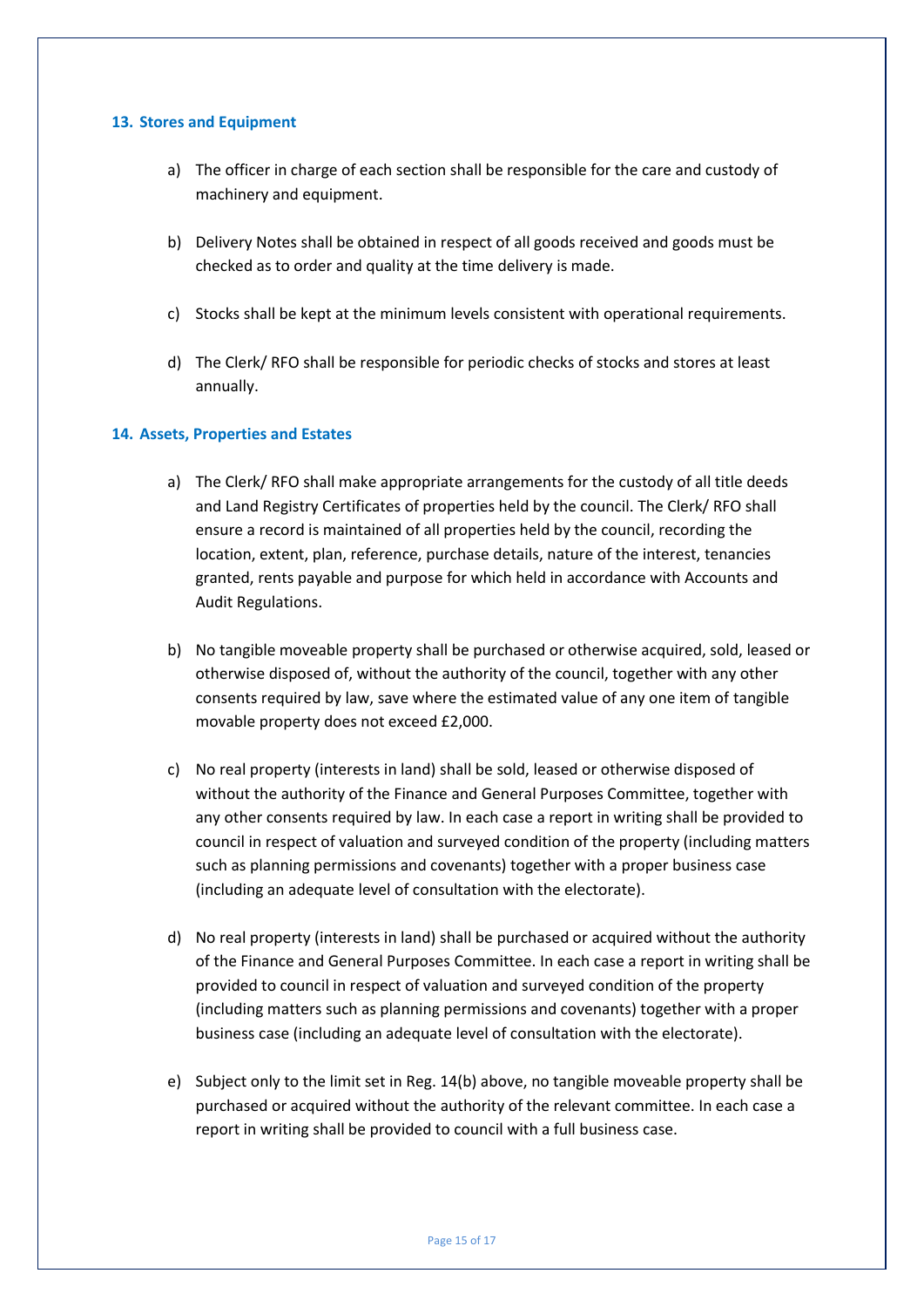## 13. Stores and Equipment

a) The officer in charge of each section shall be responsible for the care and custody of machinery and equipment.

b) Delivery Notes shall be obtained in respect of all goods received and goods must be checked as to order and quality at the time delivery is made.

c) Stocks shall be kept at the minimum levels consistent with operational requirements.

d) The Clerk/ RFO shall be responsible for periodic checks of stocks and stores at least annually.

## 14. Assets, Properties and Estates

a) The Clerk/ RFO shall make appropriate arrangements for the custody of all title deeds and Land Registry Certificates of properties held by the council. The Clerk/ RFO shall ensure a record is maintained of all properties held by the council, recording the location, extent, plan, reference, purchase details, nature of the interest, tenancies granted, rents payable and purpose for which held in accordance with Accounts and Audit Regulations.

b) No tangible moveable property shall be purchased or otherwise acquired, sold, leased or otherwise disposed of, without the authority of the council, together with any other consents required by law, save where the estimated value of any one item of tangible movable property does not exceed £2,000.

c) No real property (interests in land) shall be sold, leased or otherwise disposed of without the authority of the Finance and General Purposes Committee, together with any other consents required by law. In each case a report in writing shall be provided to council in respect of valuation and surveyed condition of the property (including matters such as planning permissions and covenants) together with a proper business case (including an adequate level of consultation with the electorate).

d) No real property (interests in land) shall be purchased or acquired without the authority of the Finance and General Purposes Committee. In each case a report in writing shall be provided to council in respect of valuation and surveyed condition of the property (including matters such as planning permissions and covenants) together with a proper business case (including an adequate level of consultation with the electorate).

e) Subject only to the limit set in Reg. 14(b) above, no tangible moveable property shall be purchased or acquired without the authority of the relevant committee. In each case a report in writing shall be provided to council with a full business case.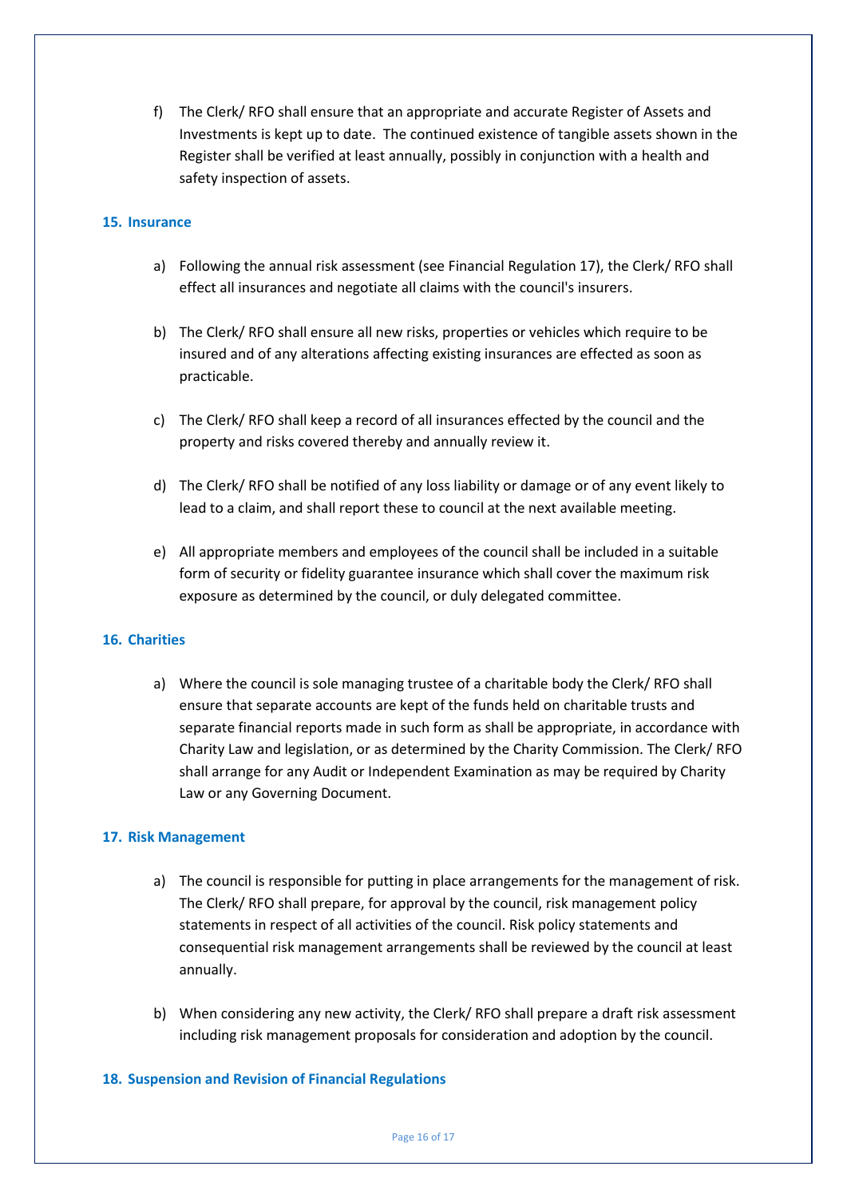f) The Clerk/ RFO shall ensure that an appropriate and accurate Register of Assets and Investments is kept up to date. The continued existence of tangible assets shown in the Register shall be verified at least annually, possibly in conjunction with a health and safety inspection of assets.

## 15. Insurance

a) Following the annual risk assessment (see Financial Regulation 17), the Clerk/ RFO shall effect all insurances and negotiate all claims with the council's insurers.

b) The Clerk/ RFO shall ensure all new risks, properties or vehicles which require to be insured and of any alterations affecting existing insurances are effected as soon as practicable.

c) The Clerk/ RFO shall keep a record of all insurances effected by the council and the property and risks covered thereby and annually review it.

d) The Clerk/ RFO shall be notified of any loss liability or damage or of any event likely to lead to a claim, and shall report these to council at the next available meeting.

e) All appropriate members and employees of the council shall be included in a suitable form of security or fidelity guarantee insurance which shall cover the maximum risk exposure as determined by the council, or duly delegated committee.

## 16. Charities

a) Where the council is sole managing trustee of a charitable body the Clerk/ RFO shall ensure that separate accounts are kept of the funds held on charitable trusts and separate financial reports made in such form as shall be appropriate, in accordance with Charity Law and legislation, or as determined by the Charity Commission. The Clerk/ RFO shall arrange for any Audit or Independent Examination as may be required by Charity Law or any Governing Document.

## 17. Risk Management

a) The council is responsible for putting in place arrangements for the management of risk. The Clerk/ RFO shall prepare, for approval by the council, risk management policy statements in respect of all activities of the council. Risk policy statements and consequential risk management arrangements shall be reviewed by the council at least annually.

b) When considering any new activity, the Clerk/ RFO shall prepare a draft risk assessment including risk management proposals for consideration and adoption by the council.

## 18. Suspension and Revision of Financial Regulations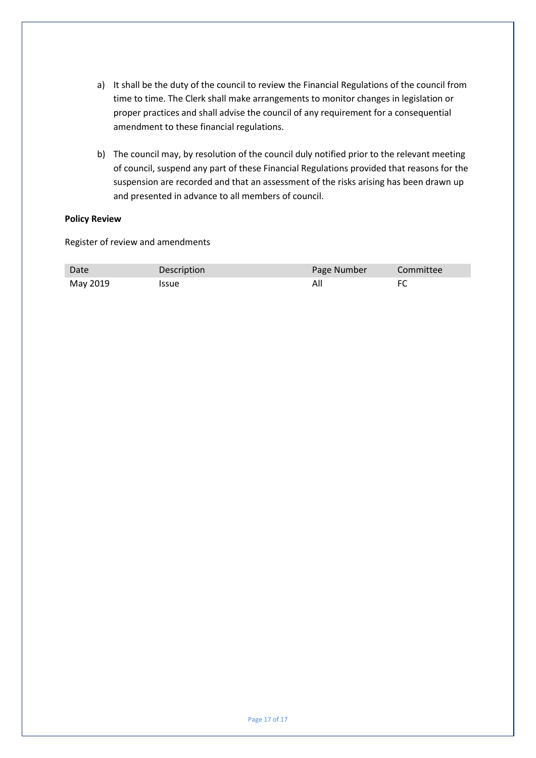a) It shall be the duty of the council to review the Financial Regulations of the council from time to time. The Clerk shall make arrangements to monitor changes in legislation or proper practices and shall advise the council of any requirement for a consequential amendment to these financial regulations.

b) The council may, by resolution of the council duly notified prior to the relevant meeting of council, suspend any part of these Financial Regulations provided that reasons for the suspension are recorded and that an assessment of the risks arising has been drawn up and presented in advance to all members of council.

**Policy Review**

Register of review and amendments

| Date | Description | Page Number | Committee |
|---|---|---|---|
| May 2019 | Issue | All | FC |